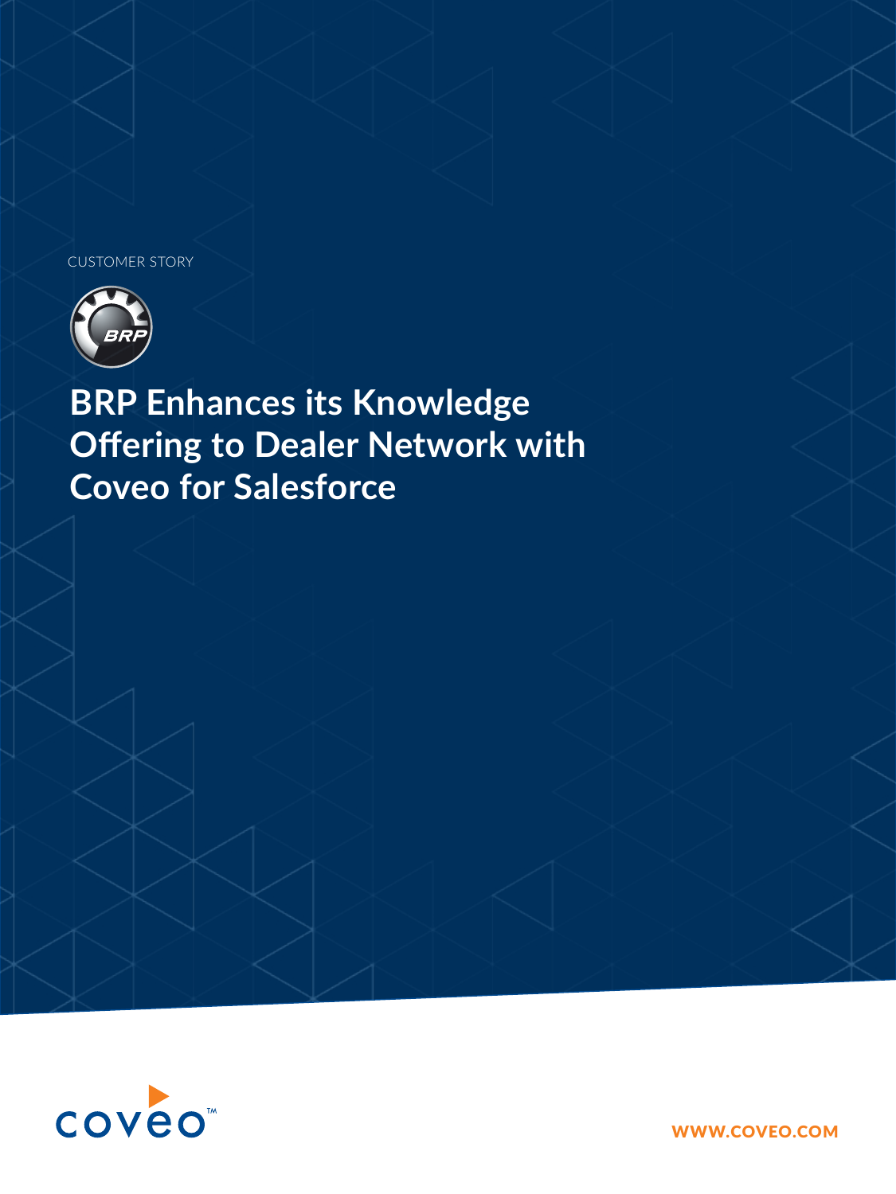CUSTOMER STORY

# BRP Enhances its Knowledge Offering to Dealer Network with Coveo for Salesforce

WWW.COVEO.COM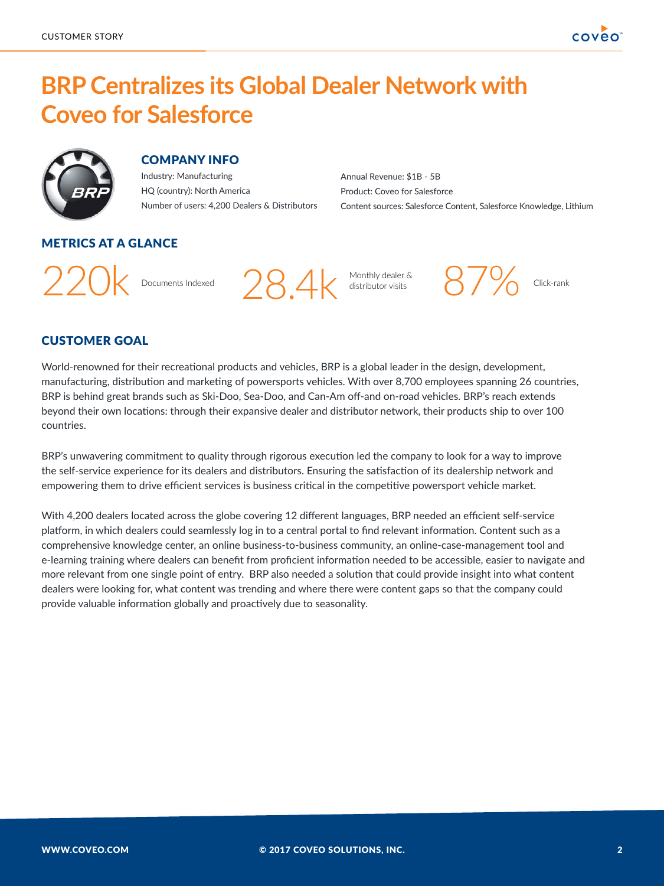# BRP Centralizes its Global Dealer Network with Coveo for Salesforce

## COMPANY INFO

Industry: Manufacturing
HQ (country): North America
Number of users: 4,200 Dealers & Distributors

Annual Revenue: $1B - 5B
Product: Coveo for Salesforce
Content sources: Salesforce Content, Salesforce Knowledge, Lithium

## METRICS AT A GLANCE

220k Documents Indexed

28.4k Monthly dealer & distributor visits

87% Click-rank

## CUSTOMER GOAL

World-renowned for their recreational products and vehicles, BRP is a global leader in the design, development, manufacturing, distribution and marketing of powersports vehicles. With over 8,700 employees spanning 26 countries, BRP is behind great brands such as Ski-Doo, Sea-Doo, and Can-Am off-and on-road vehicles. BRP's reach extends beyond their own locations: through their expansive dealer and distributor network, their products ship to over 100 countries.

BRP's unwavering commitment to quality through rigorous execution led the company to look for a way to improve the self-service experience for its dealers and distributors. Ensuring the satisfaction of its dealership network and empowering them to drive efficient services is business critical in the competitive powersport vehicle market.

With 4,200 dealers located across the globe covering 12 different languages, BRP needed an efficient self-service platform, in which dealers could seamlessly log in to a central portal to find relevant information. Content such as a comprehensive knowledge center, an online business-to-business community, an online-case-management tool and e-learning training where dealers can benefit from proficient information needed to be accessible, easier to navigate and more relevant from one single point of entry. BRP also needed a solution that could provide insight into what content dealers were looking for, what content was trending and where there were content gaps so that the company could provide valuable information globally and proactively due to seasonality.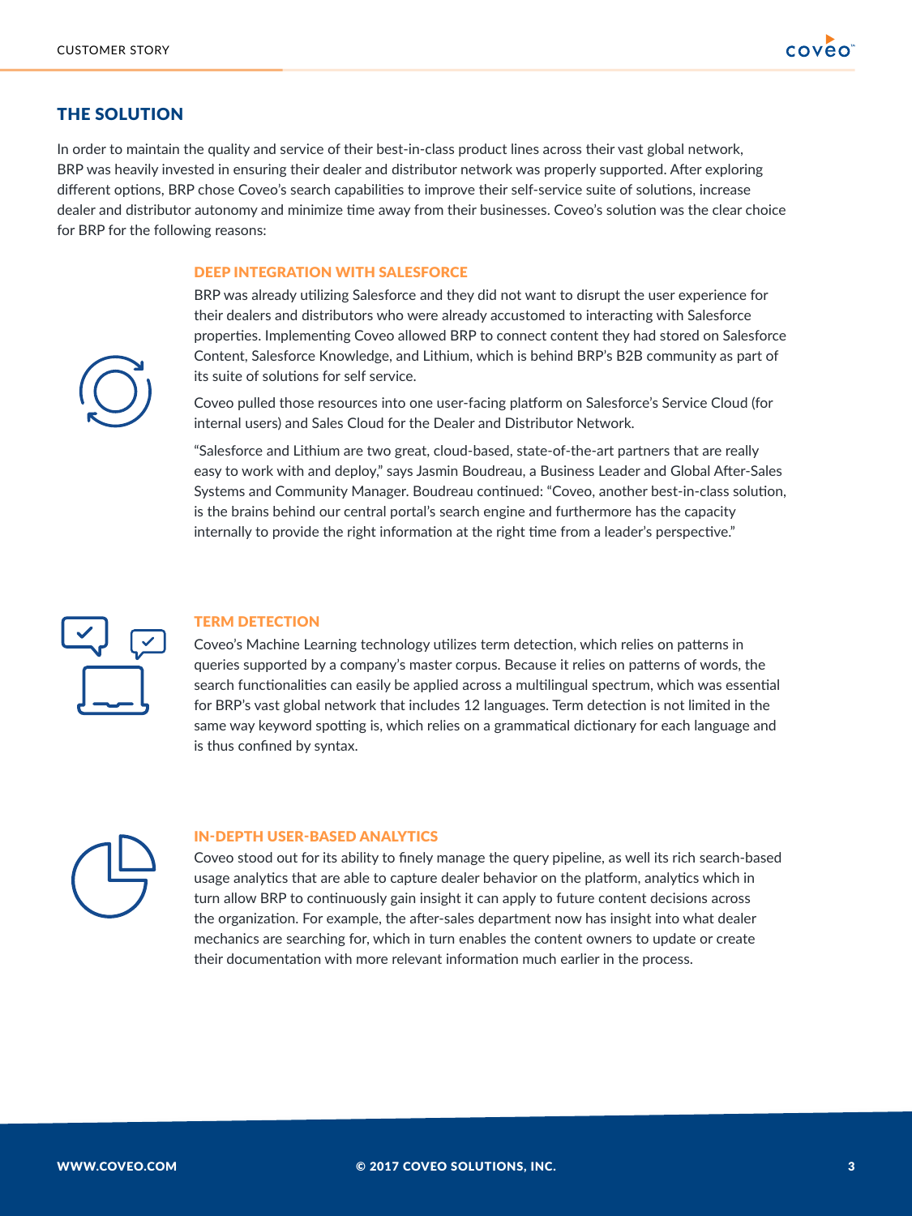## THE SOLUTION

In order to maintain the quality and service of their best-in-class product lines across their vast global network, BRP was heavily invested in ensuring their dealer and distributor network was properly supported. After exploring different options, BRP chose Coveo's search capabilities to improve their self-service suite of solutions, increase dealer and distributor autonomy and minimize time away from their businesses. Coveo's solution was the clear choice for BRP for the following reasons:

### DEEP INTEGRATION WITH SALESFORCE

BRP was already utilizing Salesforce and they did not want to disrupt the user experience for their dealers and distributors who were already accustomed to interacting with Salesforce properties. Implementing Coveo allowed BRP to connect content they had stored on Salesforce Content, Salesforce Knowledge, and Lithium, which is behind BRP's B2B community as part of its suite of solutions for self service.

Coveo pulled those resources into one user-facing platform on Salesforce's Service Cloud (for internal users) and Sales Cloud for the Dealer and Distributor Network.

"Salesforce and Lithium are two great, cloud-based, state-of-the-art partners that are really easy to work with and deploy," says Jasmin Boudreau, a Business Leader and Global After-Sales Systems and Community Manager. Boudreau continued: "Coveo, another best-in-class solution, is the brains behind our central portal's search engine and furthermore has the capacity internally to provide the right information at the right time from a leader's perspective."

### TERM DETECTION

Coveo's Machine Learning technology utilizes term detection, which relies on patterns in queries supported by a company's master corpus. Because it relies on patterns of words, the search functionalities can easily be applied across a multilingual spectrum, which was essential for BRP's vast global network that includes 12 languages. Term detection is not limited in the same way keyword spotting is, which relies on a grammatical dictionary for each language and is thus confined by syntax.

### IN-DEPTH USER-BASED ANALYTICS

Coveo stood out for its ability to finely manage the query pipeline, as well its rich search-based usage analytics that are able to capture dealer behavior on the platform, analytics which in turn allow BRP to continuously gain insight it can apply to future content decisions across the organization. For example, the after-sales department now has insight into what dealer mechanics are searching for, which in turn enables the content owners to update or create their documentation with more relevant information much earlier in the process.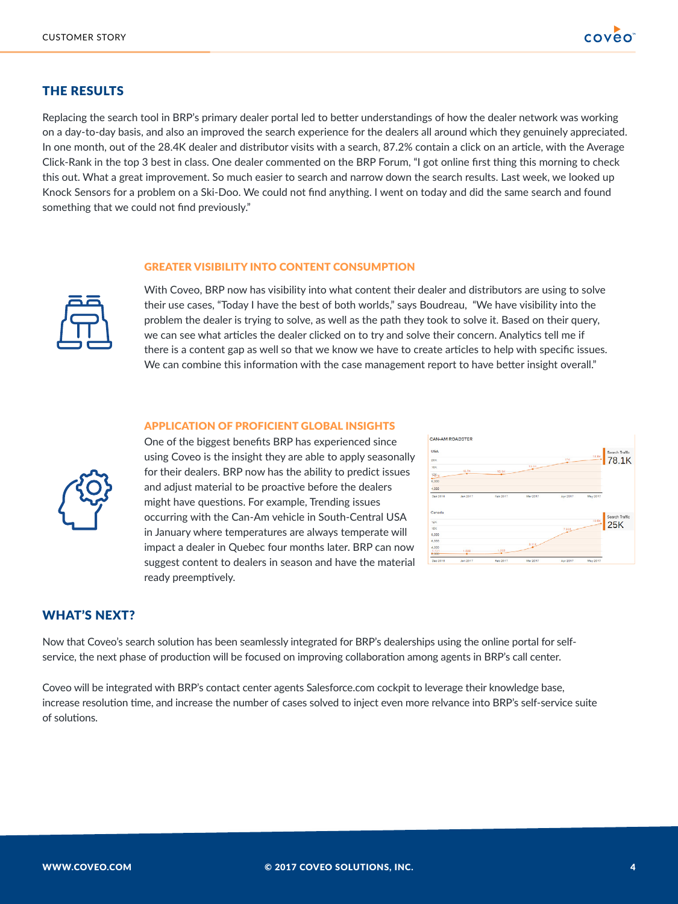## THE RESULTS

Replacing the search tool in BRP's primary dealer portal led to better understandings of how the dealer network was working on a day-to-day basis, and also an improved the search experience for the dealers all around which they genuinely appreciated. In one month, out of the 28.4K dealer and distributor visits with a search, 87.2% contain a click on an article, with the Average Click-Rank in the top 3 best in class. One dealer commented on the BRP Forum, "I got online first thing this morning to check this out. What a great improvement. So much easier to search and narrow down the search results. Last week, we looked up Knock Sensors for a problem on a Ski-Doo. We could not find anything. I went on today and did the same search and found something that we could not find previously."

### GREATER VISIBILITY INTO CONTENT CONSUMPTION

With Coveo, BRP now has visibility into what content their dealer and distributors are using to solve their use cases, "Today I have the best of both worlds," says Boudreau, "We have visibility into the problem the dealer is trying to solve, as well as the path they took to solve it. Based on their query, we can see what articles the dealer clicked on to try and solve their concern. Analytics tell me if there is a content gap as well so that we know we have to create articles to help with specific issues. We can combine this information with the case management report to have better insight overall."

### APPLICATION OF PROFICIENT GLOBAL INSIGHTS

One of the biggest benefits BRP has experienced since using Coveo is the insight they are able to apply seasonally for their dealers. BRP now has the ability to predict issues and adjust material to be proactive before the dealers might have questions. For example, Trending issues occurring with the Can-Am vehicle in South-Central USA in January where temperatures are always temperate will impact a dealer in Quebec four months later. BRP can now suggest content to dealers in season and have the material ready preemptively.

CAN-AM ROADSTER

USA

Search Traffic 78.1K

Canada

Search Traffic 25K

## WHAT'S NEXT?

Now that Coveo's search solution has been seamlessly integrated for BRP's dealerships using the online portal for self-service, the next phase of production will be focused on improving collaboration among agents in BRP's call center.

Coveo will be integrated with BRP's contact center agents Salesforce.com cockpit to leverage their knowledge base, increase resolution time, and increase the number of cases solved to inject even more relvance into BRP's self-service suite of solutions.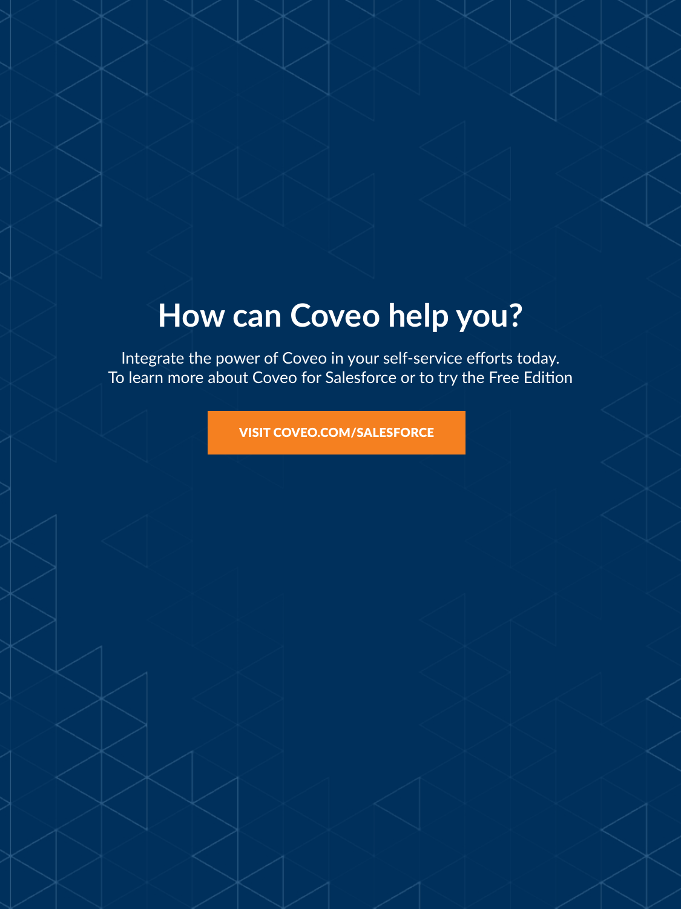# How can Coveo help you?

Integrate the power of Coveo in your self-service efforts today.
To learn more about Coveo for Salesforce or to try the Free Edition

VISIT COVEO.COM/SALESFORCE